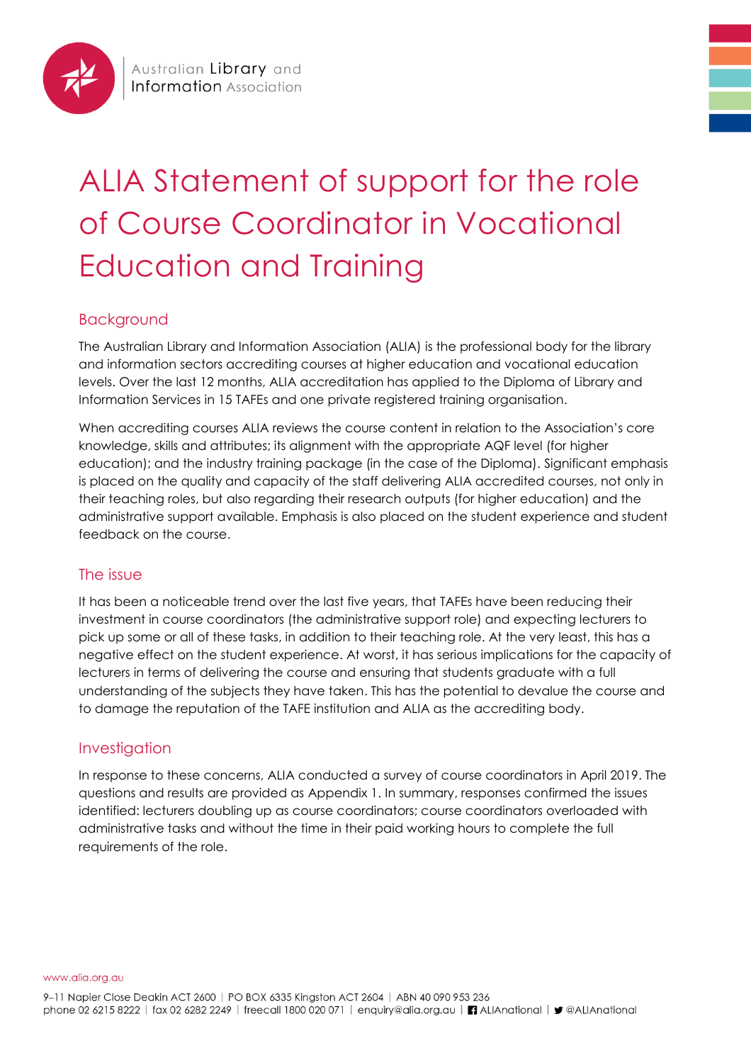# ALIA Statement of support for the role of Course Coordinator in Vocational Education and Training

## Background

The Australian Library and Information Association (ALIA) is the professional body for the library and information sectors accrediting courses at higher education and vocational education levels. Over the last 12 months, ALIA accreditation has applied to the Diploma of Library and Information Services in 15 TAFEs and one private registered training organisation.

When accrediting courses ALIA reviews the course content in relation to the Association's core knowledge, skills and attributes; its alignment with the appropriate AQF level (for higher education); and the industry training package (in the case of the Diploma). Significant emphasis is placed on the quality and capacity of the staff delivering ALIA accredited courses, not only in their teaching roles, but also regarding their research outputs (for higher education) and the administrative support available. Emphasis is also placed on the student experience and student feedback on the course.

## The issue

It has been a noticeable trend over the last five years, that TAFEs have been reducing their investment in course coordinators (the administrative support role) and expecting lecturers to pick up some or all of these tasks, in addition to their teaching role. At the very least, this has a negative effect on the student experience. At worst, it has serious implications for the capacity of lecturers in terms of delivering the course and ensuring that students graduate with a full understanding of the subjects they have taken. This has the potential to devalue the course and to damage the reputation of the TAFE institution and ALIA as the accrediting body.

## Investigation

In response to these concerns, ALIA conducted a survey of course coordinators in April 2019. The questions and results are provided as Appendix 1. In summary, responses confirmed the issues identified: lecturers doubling up as course coordinators; course coordinators overloaded with administrative tasks and without the time in their paid working hours to complete the full requirements of the role.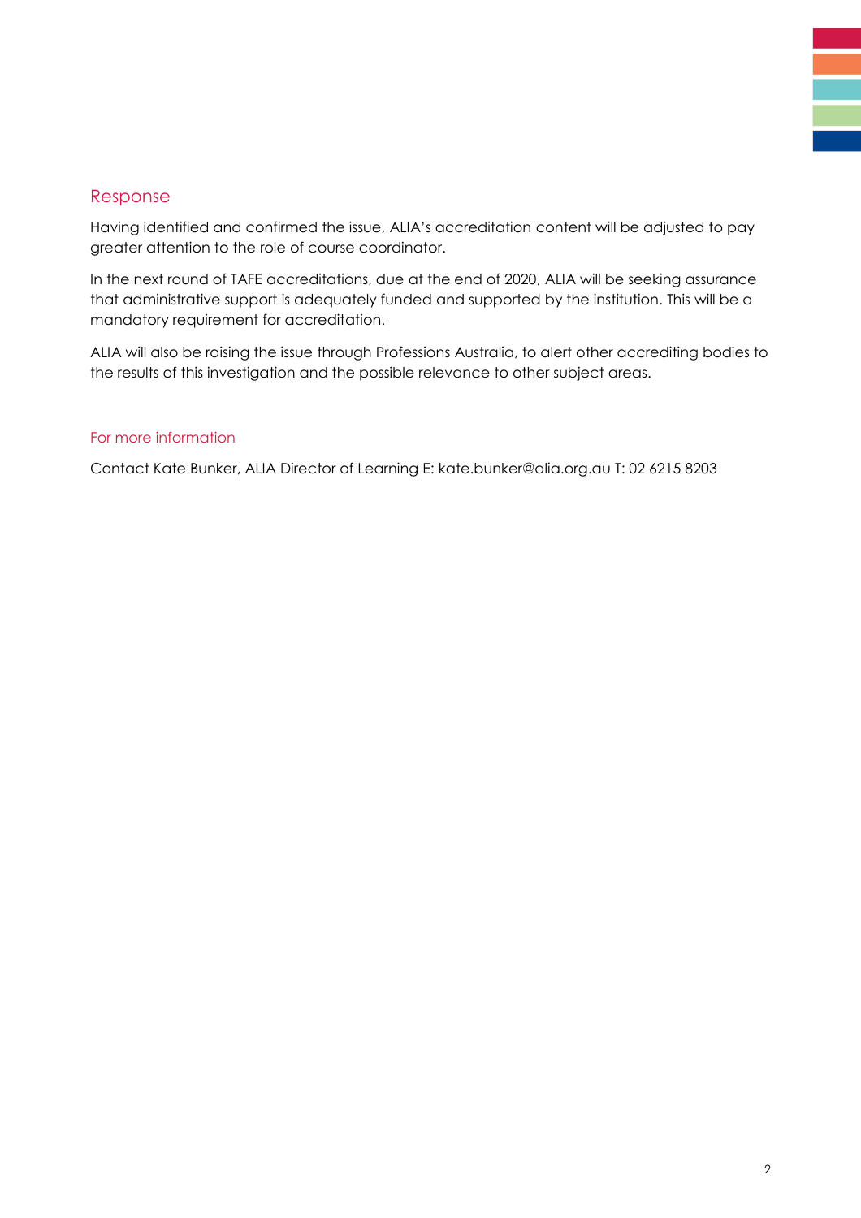## Response

Having identified and confirmed the issue, ALIA's accreditation content will be adjusted to pay greater attention to the role of course coordinator.

In the next round of TAFE accreditations, due at the end of 2020, ALIA will be seeking assurance that administrative support is adequately funded and supported by the institution. This will be a mandatory requirement for accreditation.

ALIA will also be raising the issue through Professions Australia, to alert other accrediting bodies to the results of this investigation and the possible relevance to other subject areas.

### For more information

Contact Kate Bunker, ALIA Director of Learning E: kate.bunker@alia.org.au T: 02 6215 8203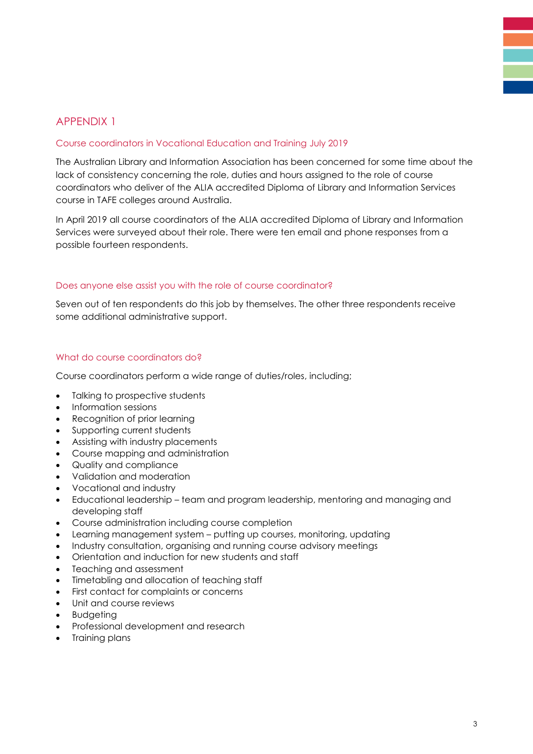# APPENDIX 1

## Course coordinators in Vocational Education and Training July 2019

The Australian Library and Information Association has been concerned for some time about the lack of consistency concerning the role, duties and hours assigned to the role of course coordinators who deliver of the ALIA accredited Diploma of Library and Information Services course in TAFE colleges around Australia.

In April 2019 all course coordinators of the ALIA accredited Diploma of Library and Information Services were surveyed about their role. There were ten email and phone responses from a possible fourteen respondents.

## Does anyone else assist you with the role of course coordinator?

Seven out of ten respondents do this job by themselves. The other three respondents receive some additional administrative support.

## What do course coordinators do?

Course coordinators perform a wide range of duties/roles, including;

- Talking to prospective students
- Information sessions
- Recognition of prior learning
- Supporting current students
- Assisting with industry placements
- Course mapping and administration
- Quality and compliance
- Validation and moderation
- Vocational and industry
- Educational leadership – team and program leadership, mentoring and managing and developing staff
- Course administration including course completion
- Learning management system – putting up courses, monitoring, updating
- Industry consultation, organising and running course advisory meetings
- Orientation and induction for new students and staff
- Teaching and assessment
- Timetabling and allocation of teaching staff
- First contact for complaints or concerns
- Unit and course reviews
- Budgeting
- Professional development and research
- Training plans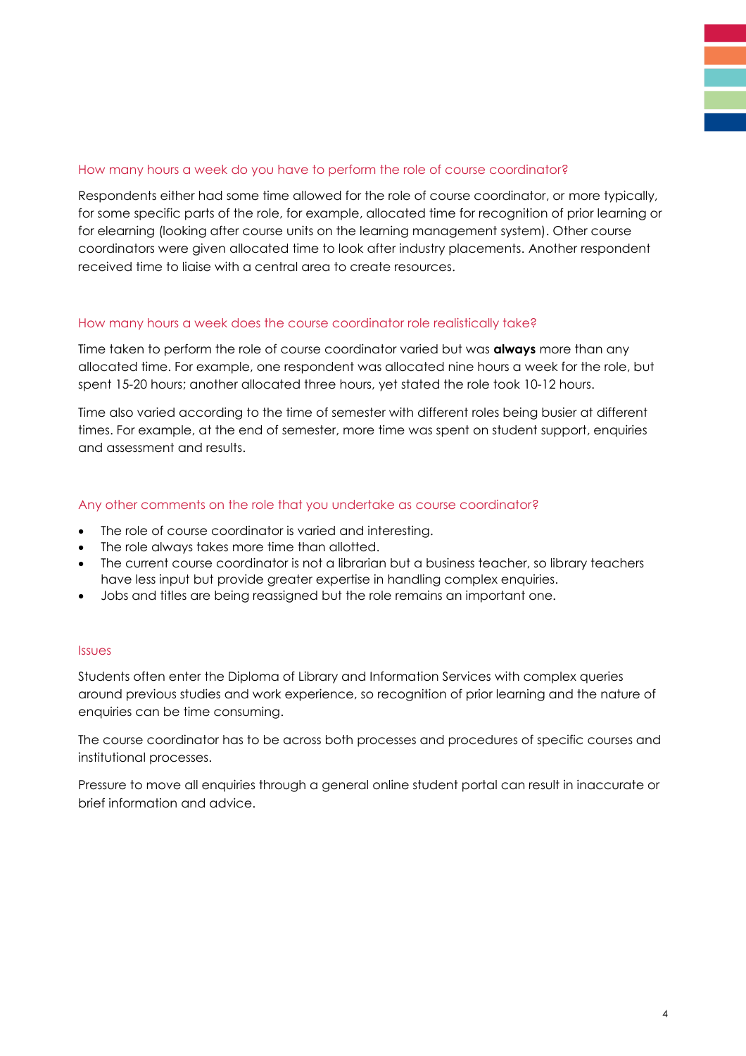### How many hours a week do you have to perform the role of course coordinator?

Respondents either had some time allowed for the role of course coordinator, or more typically, for some specific parts of the role, for example, allocated time for recognition of prior learning or for elearning (looking after course units on the learning management system). Other course coordinators were given allocated time to look after industry placements. Another respondent received time to liaise with a central area to create resources.

### How many hours a week does the course coordinator role realistically take?

Time taken to perform the role of course coordinator varied but was **always** more than any allocated time. For example, one respondent was allocated nine hours a week for the role, but spent 15-20 hours; another allocated three hours, yet stated the role took 10-12 hours.

Time also varied according to the time of semester with different roles being busier at different times. For example, at the end of semester, more time was spent on student support, enquiries and assessment and results.

### Any other comments on the role that you undertake as course coordinator?

- The role of course coordinator is varied and interesting.
- The role always takes more time than allotted.
- The current course coordinator is not a librarian but a business teacher, so library teachers have less input but provide greater expertise in handling complex enquiries.
- Jobs and titles are being reassigned but the role remains an important one.

### Issues

Students often enter the Diploma of Library and Information Services with complex queries around previous studies and work experience, so recognition of prior learning and the nature of enquiries can be time consuming.

The course coordinator has to be across both processes and procedures of specific courses and institutional processes.

Pressure to move all enquiries through a general online student portal can result in inaccurate or brief information and advice.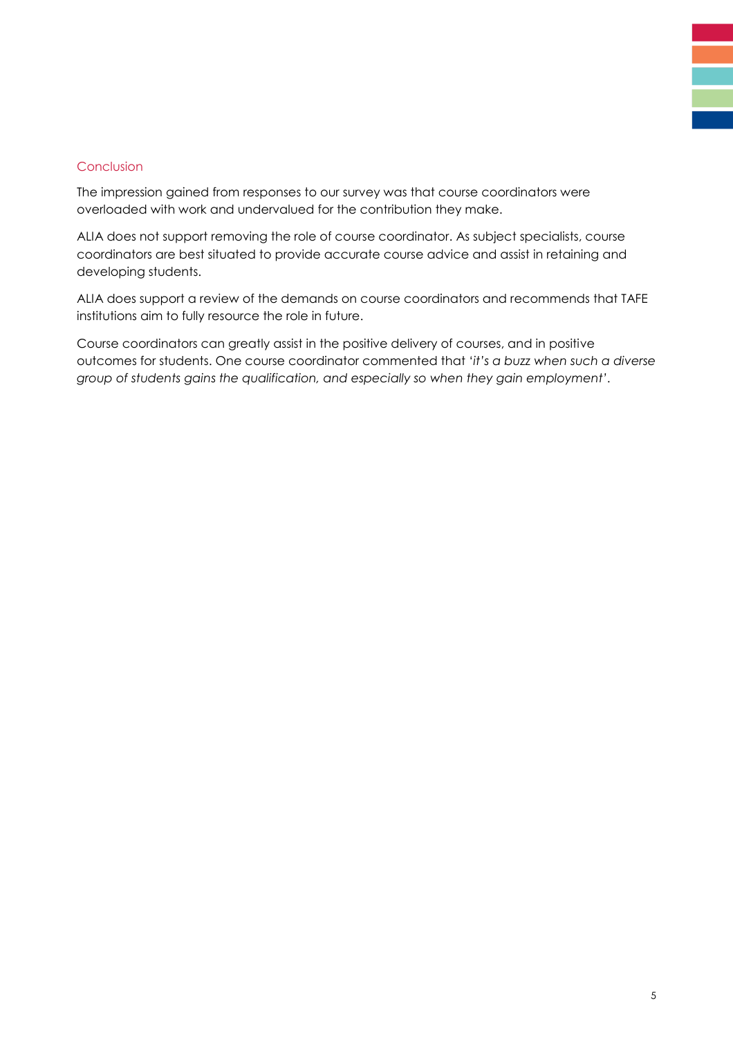## Conclusion

The impression gained from responses to our survey was that course coordinators were overloaded with work and undervalued for the contribution they make.

ALIA does not support removing the role of course coordinator. As subject specialists, course coordinators are best situated to provide accurate course advice and assist in retaining and developing students.

ALIA does support a review of the demands on course coordinators and recommends that TAFE institutions aim to fully resource the role in future.

Course coordinators can greatly assist in the positive delivery of courses, and in positive outcomes for students. One course coordinator commented that '*it's a buzz when such a diverse group of students gains the qualification, and especially so when they gain employment*'.